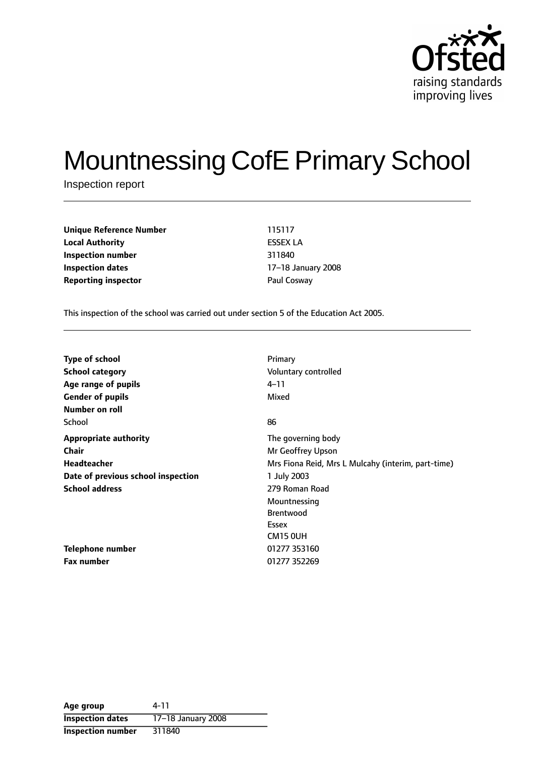# Mountnessing CofE Primary School

Inspection report

| | |
|---|---|
| **Unique Reference Number** | 115117 |
| **Local Authority** | ESSEX LA |
| **Inspection number** | 311840 |
| **Inspection dates** | 17–18 January 2008 |
| **Reporting inspector** | Paul Cosway |

This inspection of the school was carried out under section 5 of the Education Act 2005.

| | |
|---|---|
| **Type of school** | Primary |
| **School category** | Voluntary controlled |
| **Age range of pupils** | 4–11 |
| **Gender of pupils** | Mixed |
| **Number on roll** | |
| School | 86 |
| **Appropriate authority** | The governing body |
| **Chair** | Mr Geoffrey Upson |
| **Headteacher** | Mrs Fiona Reid, Mrs L Mulcahy (interim, part-time) |
| **Date of previous school inspection** | 1 July 2003 |
| **School address** | 279 Roman Road<br>Mountnessing<br>Brentwood<br>Essex<br>CM15 0UH |
| **Telephone number** | 01277 353160 |
| **Fax number** | 01277 352269 |

| **Age group** | 4-11 |
|---|---|
| **Inspection dates** | 17–18 January 2008 |
| **Inspection number** | 311840 |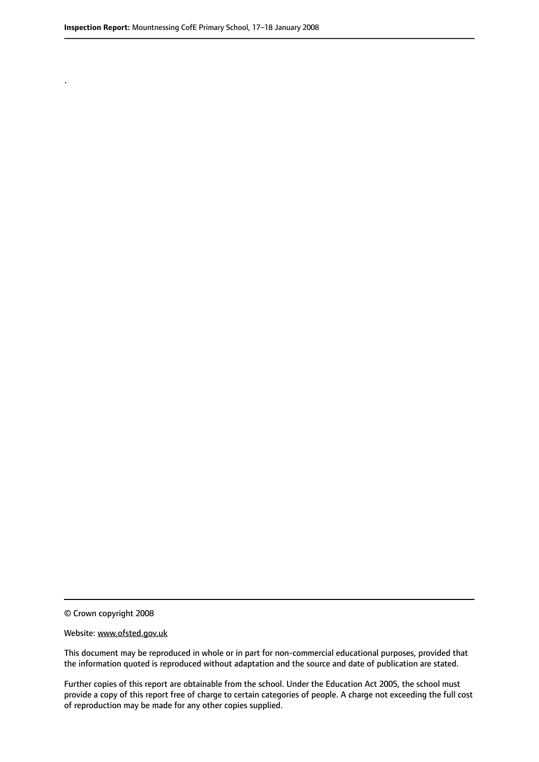.

© Crown copyright 2008

Website: www.ofsted.gov.uk

This document may be reproduced in whole or in part for non-commercial educational purposes, provided that the information quoted is reproduced without adaptation and the source and date of publication are stated.

Further copies of this report are obtainable from the school. Under the Education Act 2005, the school must provide a copy of this report free of charge to certain categories of people. A charge not exceeding the full cost of reproduction may be made for any other copies supplied.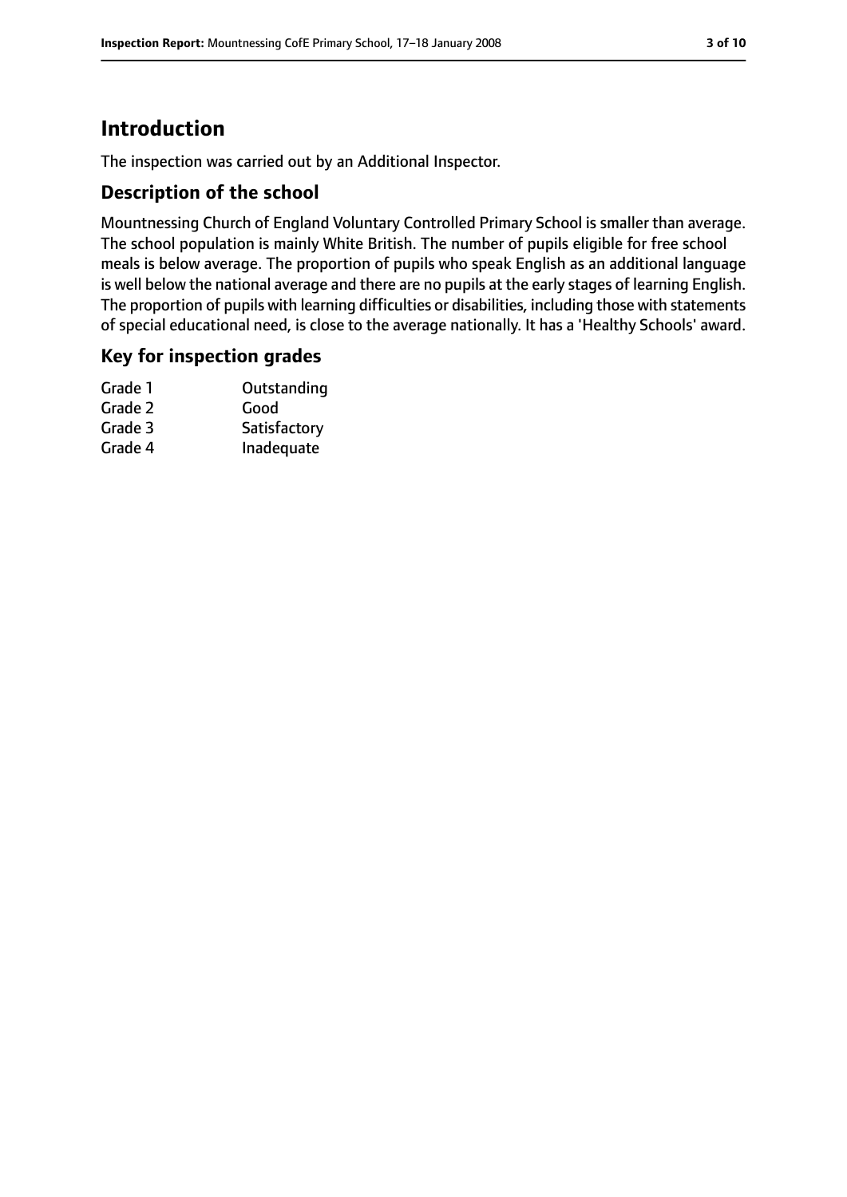# Introduction

The inspection was carried out by an Additional Inspector.

## Description of the school

Mountnessing Church of England Voluntary Controlled Primary School is smaller than average. The school population is mainly White British. The number of pupils eligible for free school meals is below average. The proportion of pupils who speak English as an additional language is well below the national average and there are no pupils at the early stages of learning English. The proportion of pupils with learning difficulties or disabilities, including those with statements of special educational need, is close to the average nationally. It has a 'Healthy Schools' award.

## Key for inspection grades

| | |
|---|---|
| Grade 1 | Outstanding |
| Grade 2 | Good |
| Grade 3 | Satisfactory |
| Grade 4 | Inadequate |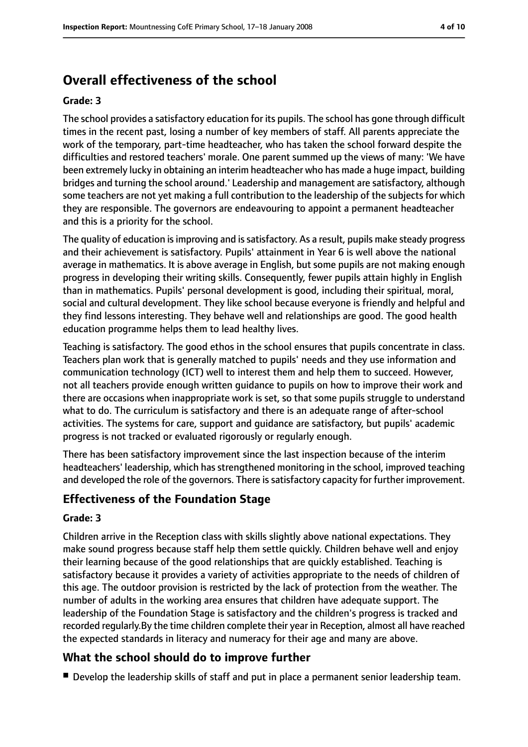## Overall effectiveness of the school

**Grade: 3**

The school provides a satisfactory education for its pupils. The school has gone through difficult times in the recent past, losing a number of key members of staff. All parents appreciate the work of the temporary, part-time headteacher, who has taken the school forward despite the difficulties and restored teachers' morale. One parent summed up the views of many: 'We have been extremely lucky in obtaining an interim headteacher who has made a huge impact, building bridges and turning the school around.' Leadership and management are satisfactory, although some teachers are not yet making a full contribution to the leadership of the subjects for which they are responsible. The governors are endeavouring to appoint a permanent headteacher and this is a priority for the school.

The quality of education is improving and is satisfactory. As a result, pupils make steady progress and their achievement is satisfactory. Pupils' attainment in Year 6 is well above the national average in mathematics. It is above average in English, but some pupils are not making enough progress in developing their writing skills. Consequently, fewer pupils attain highly in English than in mathematics. Pupils' personal development is good, including their spiritual, moral, social and cultural development. They like school because everyone is friendly and helpful and they find lessons interesting. They behave well and relationships are good. The good health education programme helps them to lead healthy lives.

Teaching is satisfactory. The good ethos in the school ensures that pupils concentrate in class. Teachers plan work that is generally matched to pupils' needs and they use information and communication technology (ICT) well to interest them and help them to succeed. However, not all teachers provide enough written guidance to pupils on how to improve their work and there are occasions when inappropriate work is set, so that some pupils struggle to understand what to do. The curriculum is satisfactory and there is an adequate range of after-school activities. The systems for care, support and guidance are satisfactory, but pupils' academic progress is not tracked or evaluated rigorously or regularly enough.

There has been satisfactory improvement since the last inspection because of the interim headteachers' leadership, which has strengthened monitoring in the school, improved teaching and developed the role of the governors. There is satisfactory capacity for further improvement.

### Effectiveness of the Foundation Stage

**Grade: 3**

Children arrive in the Reception class with skills slightly above national expectations. They make sound progress because staff help them settle quickly. Children behave well and enjoy their learning because of the good relationships that are quickly established. Teaching is satisfactory because it provides a variety of activities appropriate to the needs of children of this age. The outdoor provision is restricted by the lack of protection from the weather. The number of adults in the working area ensures that children have adequate support. The leadership of the Foundation Stage is satisfactory and the children's progress is tracked and recorded regularly.By the time children complete their year in Reception, almost all have reached the expected standards in literacy and numeracy for their age and many are above.

### What the school should do to improve further

- Develop the leadership skills of staff and put in place a permanent senior leadership team.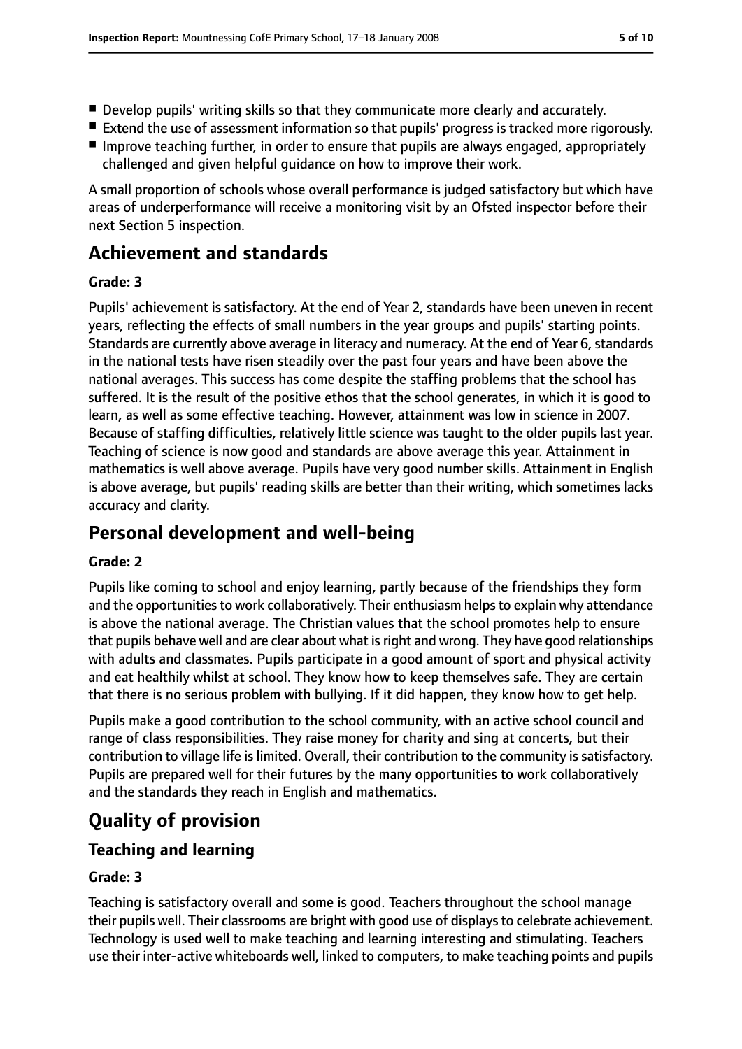- Develop pupils' writing skills so that they communicate more clearly and accurately.
- Extend the use of assessment information so that pupils' progress is tracked more rigorously.
- Improve teaching further, in order to ensure that pupils are always engaged, appropriately challenged and given helpful guidance on how to improve their work.

A small proportion of schools whose overall performance is judged satisfactory but which have areas of underperformance will receive a monitoring visit by an Ofsted inspector before their next Section 5 inspection.

# Achievement and standards

**Grade: 3**

Pupils' achievement is satisfactory. At the end of Year 2, standards have been uneven in recent years, reflecting the effects of small numbers in the year groups and pupils' starting points. Standards are currently above average in literacy and numeracy. At the end of Year 6, standards in the national tests have risen steadily over the past four years and have been above the national averages. This success has come despite the staffing problems that the school has suffered. It is the result of the positive ethos that the school generates, in which it is good to learn, as well as some effective teaching. However, attainment was low in science in 2007. Because of staffing difficulties, relatively little science was taught to the older pupils last year. Teaching of science is now good and standards are above average this year. Attainment in mathematics is well above average. Pupils have very good number skills. Attainment in English is above average, but pupils' reading skills are better than their writing, which sometimes lacks accuracy and clarity.

# Personal development and well-being

**Grade: 2**

Pupils like coming to school and enjoy learning, partly because of the friendships they form and the opportunities to work collaboratively. Their enthusiasm helps to explain why attendance is above the national average. The Christian values that the school promotes help to ensure that pupils behave well and are clear about what is right and wrong. They have good relationships with adults and classmates. Pupils participate in a good amount of sport and physical activity and eat healthily whilst at school. They know how to keep themselves safe. They are certain that there is no serious problem with bullying. If it did happen, they know how to get help.

Pupils make a good contribution to the school community, with an active school council and range of class responsibilities. They raise money for charity and sing at concerts, but their contribution to village life is limited. Overall, their contribution to the community is satisfactory. Pupils are prepared well for their futures by the many opportunities to work collaboratively and the standards they reach in English and mathematics.

# Quality of provision

## Teaching and learning

**Grade: 3**

Teaching is satisfactory overall and some is good. Teachers throughout the school manage their pupils well. Their classrooms are bright with good use of displays to celebrate achievement. Technology is used well to make teaching and learning interesting and stimulating. Teachers use their inter-active whiteboards well, linked to computers, to make teaching points and pupils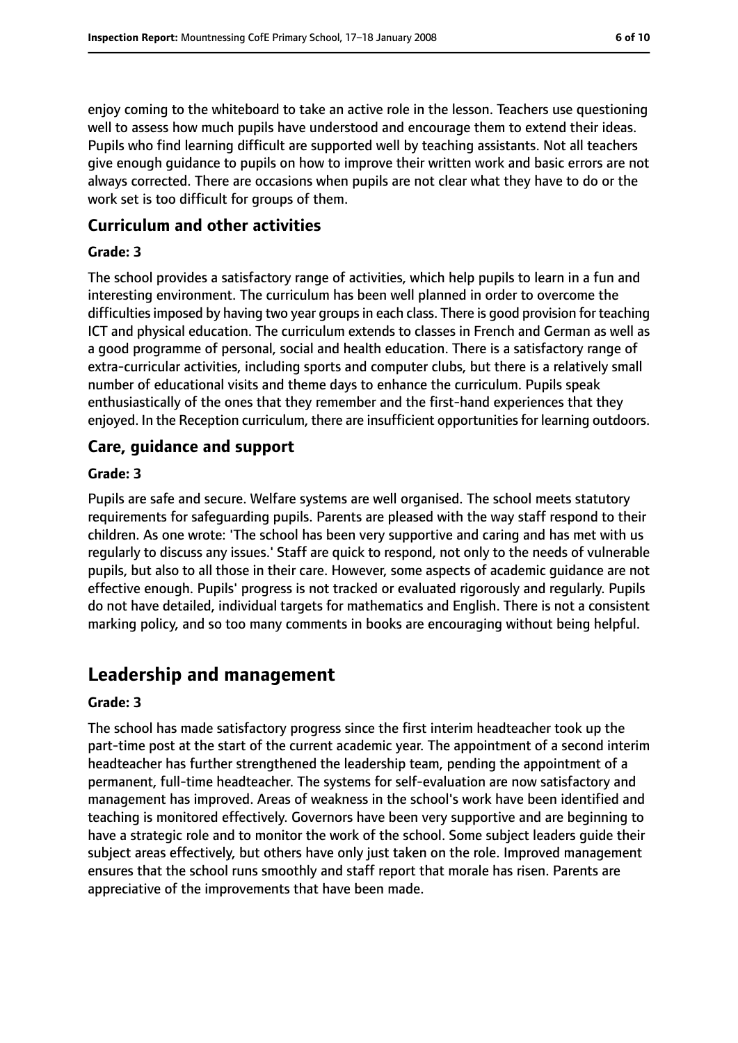enjoy coming to the whiteboard to take an active role in the lesson. Teachers use questioning well to assess how much pupils have understood and encourage them to extend their ideas. Pupils who find learning difficult are supported well by teaching assistants. Not all teachers give enough guidance to pupils on how to improve their written work and basic errors are not always corrected. There are occasions when pupils are not clear what they have to do or the work set is too difficult for groups of them.

### Curriculum and other activities

#### Grade: 3

The school provides a satisfactory range of activities, which help pupils to learn in a fun and interesting environment. The curriculum has been well planned in order to overcome the difficulties imposed by having two year groups in each class. There is good provision for teaching ICT and physical education. The curriculum extends to classes in French and German as well as a good programme of personal, social and health education. There is a satisfactory range of extra-curricular activities, including sports and computer clubs, but there is a relatively small number of educational visits and theme days to enhance the curriculum. Pupils speak enthusiastically of the ones that they remember and the first-hand experiences that they enjoyed. In the Reception curriculum, there are insufficient opportunities for learning outdoors.

### Care, guidance and support

#### Grade: 3

Pupils are safe and secure. Welfare systems are well organised. The school meets statutory requirements for safeguarding pupils. Parents are pleased with the way staff respond to their children. As one wrote: 'The school has been very supportive and caring and has met with us regularly to discuss any issues.' Staff are quick to respond, not only to the needs of vulnerable pupils, but also to all those in their care. However, some aspects of academic guidance are not effective enough. Pupils' progress is not tracked or evaluated rigorously and regularly. Pupils do not have detailed, individual targets for mathematics and English. There is not a consistent marking policy, and so too many comments in books are encouraging without being helpful.

## Leadership and management

#### Grade: 3

The school has made satisfactory progress since the first interim headteacher took up the part-time post at the start of the current academic year. The appointment of a second interim headteacher has further strengthened the leadership team, pending the appointment of a permanent, full-time headteacher. The systems for self-evaluation are now satisfactory and management has improved. Areas of weakness in the school's work have been identified and teaching is monitored effectively. Governors have been very supportive and are beginning to have a strategic role and to monitor the work of the school. Some subject leaders guide their subject areas effectively, but others have only just taken on the role. Improved management ensures that the school runs smoothly and staff report that morale has risen. Parents are appreciative of the improvements that have been made.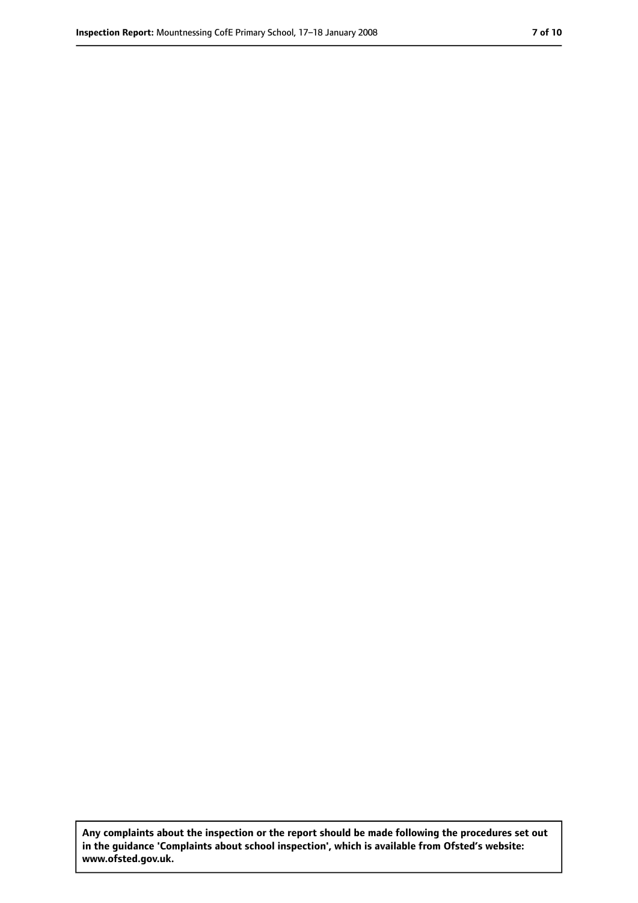**Any complaints about the inspection or the report should be made following the procedures set out in the guidance 'Complaints about school inspection', which is available from Ofsted's website: www.ofsted.gov.uk.**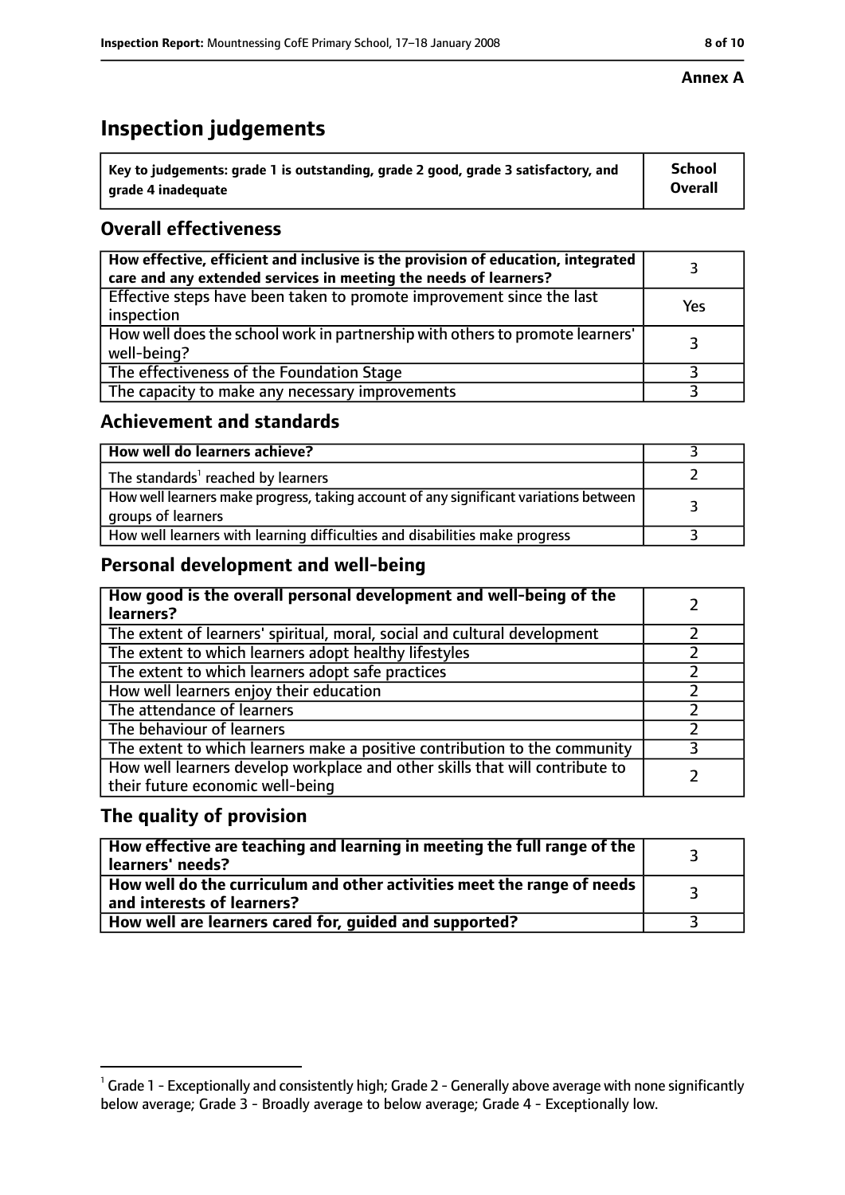**Annex A**

# Inspection judgements

| Key to judgements: grade 1 is outstanding, grade 2 good, grade 3 satisfactory, and grade 4 inadequate | School Overall |
|---|---|

## Overall effectiveness

| | |
|---|---|
| How effective, efficient and inclusive is the provision of education, integrated care and any extended services in meeting the needs of learners? | 3 |
| Effective steps have been taken to promote improvement since the last inspection | Yes |
| How well does the school work in partnership with others to promote learners' well-being? | 3 |
| The effectiveness of the Foundation Stage | 3 |
| The capacity to make any necessary improvements | 3 |

## Achievement and standards

| | |
|---|---|
| How well do learners achieve? | 3 |
| The standards[1] reached by learners | 2 |
| How well learners make progress, taking account of any significant variations between groups of learners | 3 |
| How well learners with learning difficulties and disabilities make progress | 3 |

## Personal development and well-being

| | |
|---|---|
| How good is the overall personal development and well-being of the learners? | 2 |
| The extent of learners' spiritual, moral, social and cultural development | 2 |
| The extent to which learners adopt healthy lifestyles | 2 |
| The extent to which learners adopt safe practices | 2 |
| How well learners enjoy their education | 2 |
| The attendance of learners | 2 |
| The behaviour of learners | 2 |
| The extent to which learners make a positive contribution to the community | 3 |
| How well learners develop workplace and other skills that will contribute to their future economic well-being | 2 |

## The quality of provision

| | |
|---|---|
| How effective are teaching and learning in meeting the full range of the learners' needs? | 3 |
| How well do the curriculum and other activities meet the range of needs and interests of learners? | 3 |
| How well are learners cared for, guided and supported? | 3 |

[1] Grade 1 - Exceptionally and consistently high; Grade 2 - Generally above average with none significantly below average; Grade 3 - Broadly average to below average; Grade 4 - Exceptionally low.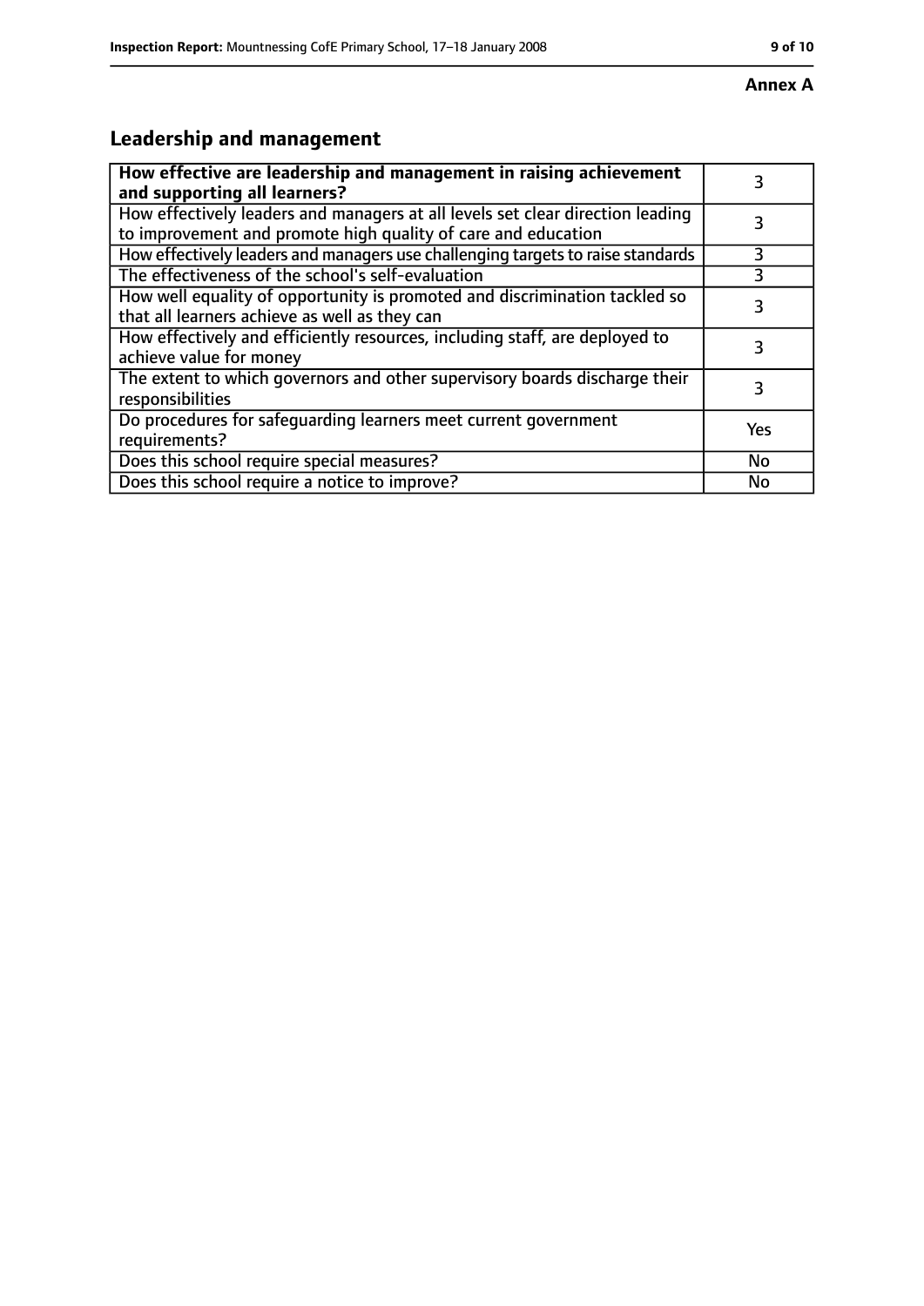**Annex A**

## Leadership and management

| How effective are leadership and management in raising achievement and supporting all learners? | 3 |
| --- | --- |
| How effectively leaders and managers at all levels set clear direction leading to improvement and promote high quality of care and education | 3 |
| How effectively leaders and managers use challenging targets to raise standards | 3 |
| The effectiveness of the school's self-evaluation | 3 |
| How well equality of opportunity is promoted and discrimination tackled so that all learners achieve as well as they can | 3 |
| How effectively and efficiently resources, including staff, are deployed to achieve value for money | 3 |
| The extent to which governors and other supervisory boards discharge their responsibilities | 3 |
| Do procedures for safeguarding learners meet current government requirements? | Yes |
| Does this school require special measures? | No |
| Does this school require a notice to improve? | No |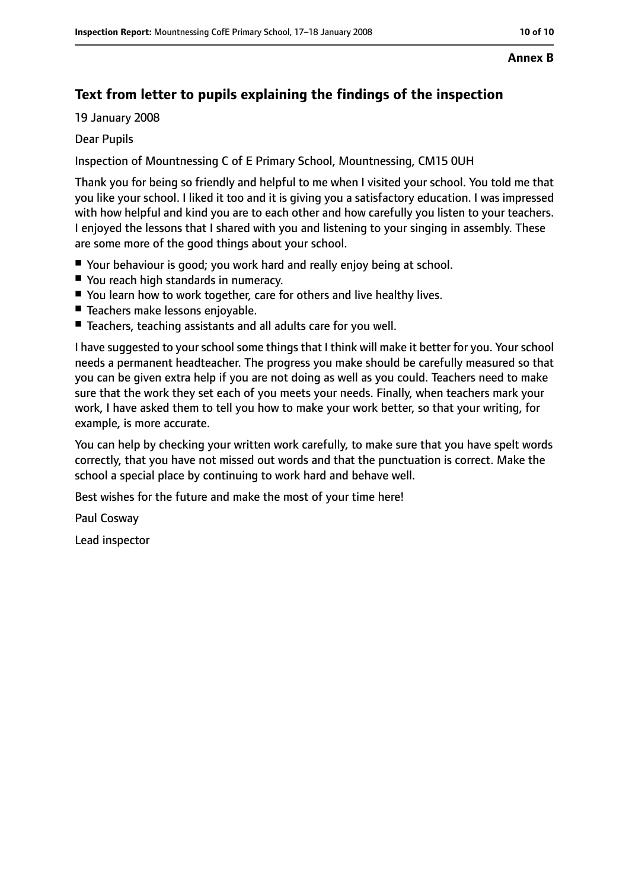**Annex B**

## Text from letter to pupils explaining the findings of the inspection

19 January 2008

Dear Pupils

Inspection of Mountnessing C of E Primary School, Mountnessing, CM15 0UH

Thank you for being so friendly and helpful to me when I visited your school. You told me that you like your school. I liked it too and it is giving you a satisfactory education. I was impressed with how helpful and kind you are to each other and how carefully you listen to your teachers. I enjoyed the lessons that I shared with you and listening to your singing in assembly. These are some more of the good things about your school.

- Your behaviour is good; you work hard and really enjoy being at school.
- You reach high standards in numeracy.
- You learn how to work together, care for others and live healthy lives.
- Teachers make lessons enjoyable.
- Teachers, teaching assistants and all adults care for you well.

I have suggested to your school some things that I think will make it better for you. Your school needs a permanent headteacher. The progress you make should be carefully measured so that you can be given extra help if you are not doing as well as you could. Teachers need to make sure that the work they set each of you meets your needs. Finally, when teachers mark your work, I have asked them to tell you how to make your work better, so that your writing, for example, is more accurate.

You can help by checking your written work carefully, to make sure that you have spelt words correctly, that you have not missed out words and that the punctuation is correct. Make the school a special place by continuing to work hard and behave well.

Best wishes for the future and make the most of your time here!

Paul Cosway

Lead inspector